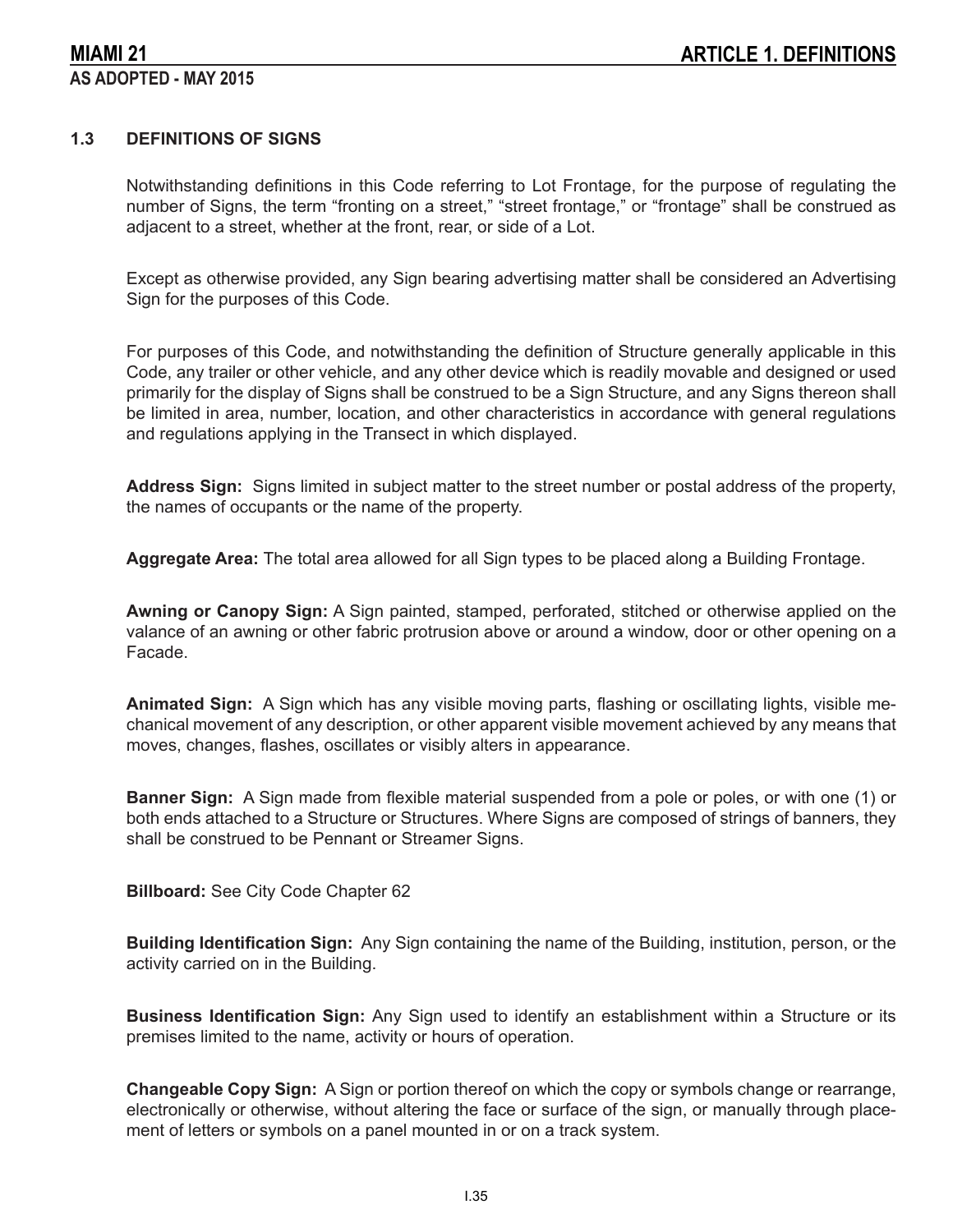## 1.3 DEFINITIONS OF SIGNS

Notwithstanding definitions in this Code referring to Lot Frontage, for the purpose of regulating the number of Signs, the term "fronting on a street," "street frontage," or "frontage" shall be construed as adjacent to a street, whether at the front, rear, or side of a Lot.

Except as otherwise provided, any Sign bearing advertising matter shall be considered an Advertising Sign for the purposes of this Code.

For purposes of this Code, and notwithstanding the definition of Structure generally applicable in this Code, any trailer or other vehicle, and any other device which is readily movable and designed or used primarily for the display of Signs shall be construed to be a Sign Structure, and any Signs thereon shall be limited in area, number, location, and other characteristics in accordance with general regulations and regulations applying in the Transect in which displayed.

**Address Sign:** Signs limited in subject matter to the street number or postal address of the property, the names of occupants or the name of the property.

**Aggregate Area:** The total area allowed for all Sign types to be placed along a Building Frontage.

**Awning or Canopy Sign:** A Sign painted, stamped, perforated, stitched or otherwise applied on the valance of an awning or other fabric protrusion above or around a window, door or other opening on a Facade.

**Animated Sign:** A Sign which has any visible moving parts, flashing or oscillating lights, visible mechanical movement of any description, or other apparent visible movement achieved by any means that moves, changes, flashes, oscillates or visibly alters in appearance.

**Banner Sign:** A Sign made from flexible material suspended from a pole or poles, or with one (1) or both ends attached to a Structure or Structures. Where Signs are composed of strings of banners, they shall be construed to be Pennant or Streamer Signs.

**Billboard:** See City Code Chapter 62

**Building Identification Sign:** Any Sign containing the name of the Building, institution, person, or the activity carried on in the Building.

**Business Identification Sign:** Any Sign used to identify an establishment within a Structure or its premises limited to the name, activity or hours of operation.

**Changeable Copy Sign:** A Sign or portion thereof on which the copy or symbols change or rearrange, electronically or otherwise, without altering the face or surface of the sign, or manually through placement of letters or symbols on a panel mounted in or on a track system.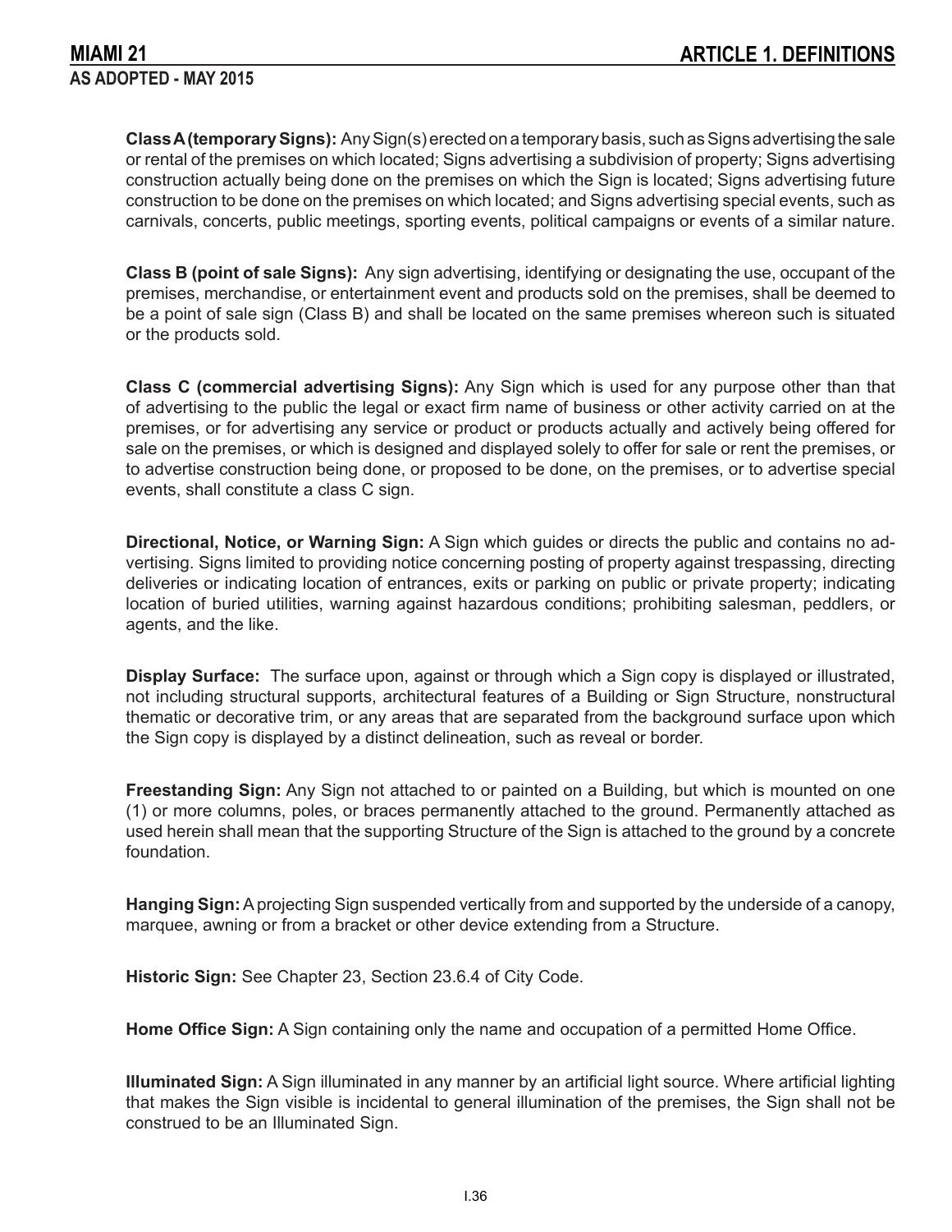**Class A (temporary Signs):** Any Sign(s) erected on a temporary basis, such as Signs advertising the sale or rental of the premises on which located; Signs advertising a subdivision of property; Signs advertising construction actually being done on the premises on which the Sign is located; Signs advertising future construction to be done on the premises on which located; and Signs advertising special events, such as carnivals, concerts, public meetings, sporting events, political campaigns or events of a similar nature.

**Class B (point of sale Signs):** Any sign advertising, identifying or designating the use, occupant of the premises, merchandise, or entertainment event and products sold on the premises, shall be deemed to be a point of sale sign (Class B) and shall be located on the same premises whereon such is situated or the products sold.

**Class C (commercial advertising Signs):** Any Sign which is used for any purpose other than that of advertising to the public the legal or exact firm name of business or other activity carried on at the premises, or for advertising any service or product or products actually and actively being offered for sale on the premises, or which is designed and displayed solely to offer for sale or rent the premises, or to advertise construction being done, or proposed to be done, on the premises, or to advertise special events, shall constitute a class C sign.

**Directional, Notice, or Warning Sign:** A Sign which guides or directs the public and contains no advertising. Signs limited to providing notice concerning posting of property against trespassing, directing deliveries or indicating location of entrances, exits or parking on public or private property; indicating location of buried utilities, warning against hazardous conditions; prohibiting salesman, peddlers, or agents, and the like.

**Display Surface:** The surface upon, against or through which a Sign copy is displayed or illustrated, not including structural supports, architectural features of a Building or Sign Structure, nonstructural thematic or decorative trim, or any areas that are separated from the background surface upon which the Sign copy is displayed by a distinct delineation, such as reveal or border.

**Freestanding Sign:** Any Sign not attached to or painted on a Building, but which is mounted on one (1) or more columns, poles, or braces permanently attached to the ground. Permanently attached as used herein shall mean that the supporting Structure of the Sign is attached to the ground by a concrete foundation.

**Hanging Sign:** A projecting Sign suspended vertically from and supported by the underside of a canopy, marquee, awning or from a bracket or other device extending from a Structure.

**Historic Sign:** See Chapter 23, Section 23.6.4 of City Code.

**Home Office Sign:** A Sign containing only the name and occupation of a permitted Home Office.

**Illuminated Sign:** A Sign illuminated in any manner by an artificial light source. Where artificial lighting that makes the Sign visible is incidental to general illumination of the premises, the Sign shall not be construed to be an Illuminated Sign.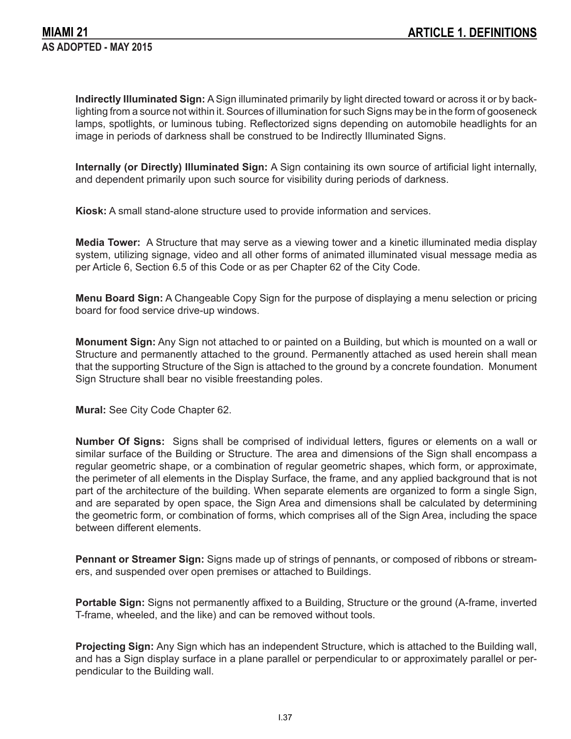**Indirectly Illuminated Sign:** A Sign illuminated primarily by light directed toward or across it or by backlighting from a source not within it. Sources of illumination for such Signs may be in the form of gooseneck lamps, spotlights, or luminous tubing. Reflectorized signs depending on automobile headlights for an image in periods of darkness shall be construed to be Indirectly Illuminated Signs.

**Internally (or Directly) Illuminated Sign:** A Sign containing its own source of artificial light internally, and dependent primarily upon such source for visibility during periods of darkness.

**Kiosk:** A small stand-alone structure used to provide information and services.

**Media Tower:** A Structure that may serve as a viewing tower and a kinetic illuminated media display system, utilizing signage, video and all other forms of animated illuminated visual message media as per Article 6, Section 6.5 of this Code or as per Chapter 62 of the City Code.

**Menu Board Sign:** A Changeable Copy Sign for the purpose of displaying a menu selection or pricing board for food service drive-up windows.

**Monument Sign:** Any Sign not attached to or painted on a Building, but which is mounted on a wall or Structure and permanently attached to the ground. Permanently attached as used herein shall mean that the supporting Structure of the Sign is attached to the ground by a concrete foundation. Monument Sign Structure shall bear no visible freestanding poles.

**Mural:** See City Code Chapter 62.

**Number Of Signs:** Signs shall be comprised of individual letters, figures or elements on a wall or similar surface of the Building or Structure. The area and dimensions of the Sign shall encompass a regular geometric shape, or a combination of regular geometric shapes, which form, or approximate, the perimeter of all elements in the Display Surface, the frame, and any applied background that is not part of the architecture of the building. When separate elements are organized to form a single Sign, and are separated by open space, the Sign Area and dimensions shall be calculated by determining the geometric form, or combination of forms, which comprises all of the Sign Area, including the space between different elements.

**Pennant or Streamer Sign:** Signs made up of strings of pennants, or composed of ribbons or streamers, and suspended over open premises or attached to Buildings.

**Portable Sign:** Signs not permanently affixed to a Building, Structure or the ground (A-frame, inverted T-frame, wheeled, and the like) and can be removed without tools.

**Projecting Sign:** Any Sign which has an independent Structure, which is attached to the Building wall, and has a Sign display surface in a plane parallel or perpendicular to or approximately parallel or perpendicular to the Building wall.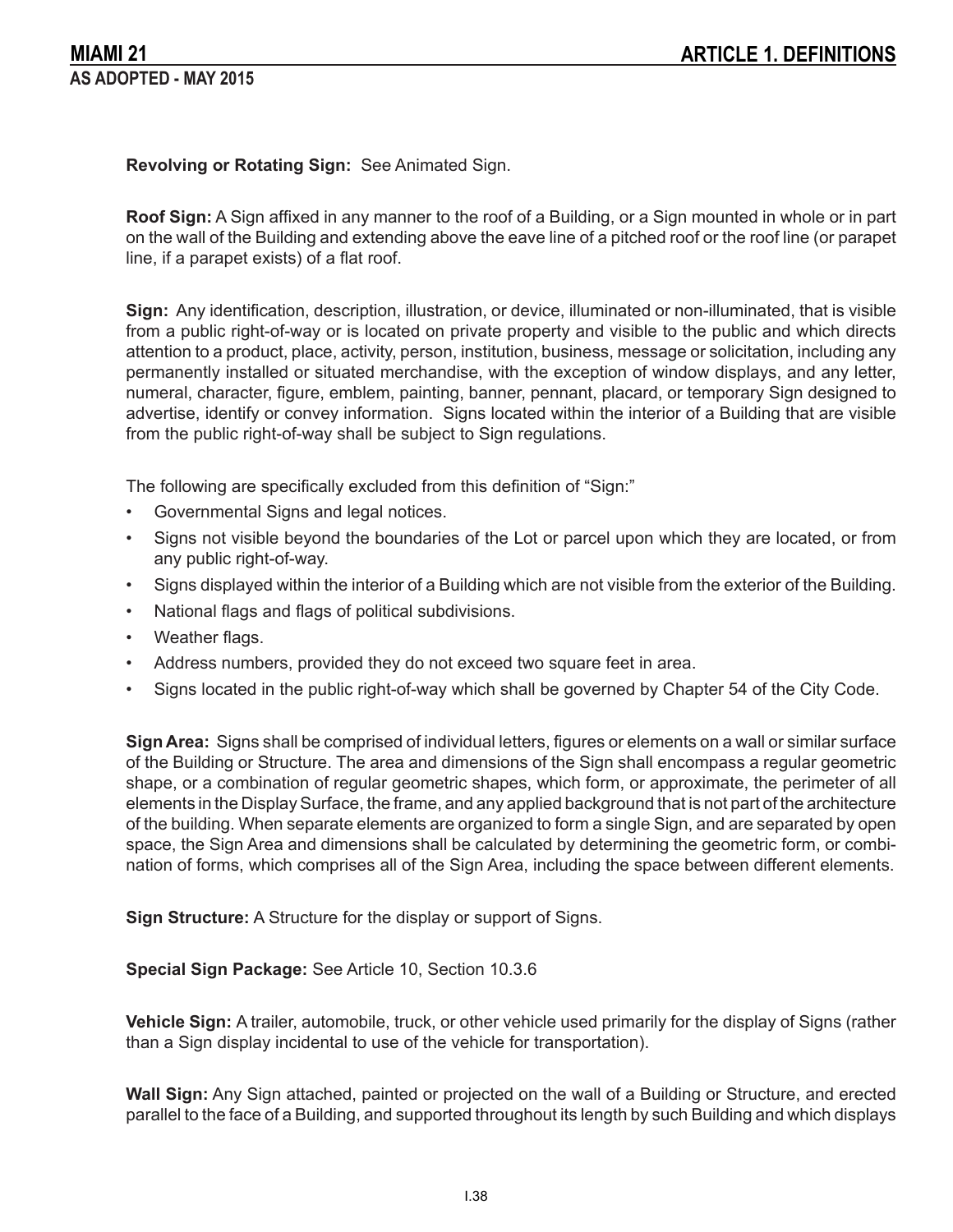**Revolving or Rotating Sign:** See Animated Sign.

**Roof Sign:** A Sign affixed in any manner to the roof of a Building, or a Sign mounted in whole or in part on the wall of the Building and extending above the eave line of a pitched roof or the roof line (or parapet line, if a parapet exists) of a flat roof.

**Sign:** Any identification, description, illustration, or device, illuminated or non-illuminated, that is visible from a public right-of-way or is located on private property and visible to the public and which directs attention to a product, place, activity, person, institution, business, message or solicitation, including any permanently installed or situated merchandise, with the exception of window displays, and any letter, numeral, character, figure, emblem, painting, banner, pennant, placard, or temporary Sign designed to advertise, identify or convey information. Signs located within the interior of a Building that are visible from the public right-of-way shall be subject to Sign regulations.

The following are specifically excluded from this definition of "Sign:"

- Governmental Signs and legal notices.
- Signs not visible beyond the boundaries of the Lot or parcel upon which they are located, or from any public right-of-way.
- Signs displayed within the interior of a Building which are not visible from the exterior of the Building.
- National flags and flags of political subdivisions.
- Weather flags.
- Address numbers, provided they do not exceed two square feet in area.
- Signs located in the public right-of-way which shall be governed by Chapter 54 of the City Code.

**Sign Area:** Signs shall be comprised of individual letters, figures or elements on a wall or similar surface of the Building or Structure. The area and dimensions of the Sign shall encompass a regular geometric shape, or a combination of regular geometric shapes, which form, or approximate, the perimeter of all elements in the Display Surface, the frame, and any applied background that is not part of the architecture of the building. When separate elements are organized to form a single Sign, and are separated by open space, the Sign Area and dimensions shall be calculated by determining the geometric form, or combination of forms, which comprises all of the Sign Area, including the space between different elements.

**Sign Structure:** A Structure for the display or support of Signs.

**Special Sign Package:** See Article 10, Section 10.3.6

**Vehicle Sign:** A trailer, automobile, truck, or other vehicle used primarily for the display of Signs (rather than a Sign display incidental to use of the vehicle for transportation).

**Wall Sign:** Any Sign attached, painted or projected on the wall of a Building or Structure, and erected parallel to the face of a Building, and supported throughout its length by such Building and which displays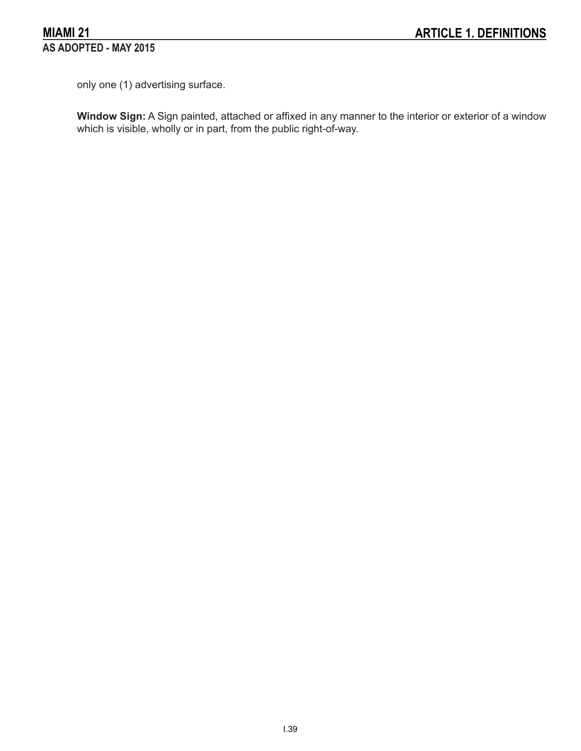only one (1) advertising surface.

**Window Sign:** A Sign painted, attached or affixed in any manner to the interior or exterior of a window which is visible, wholly or in part, from the public right-of-way.